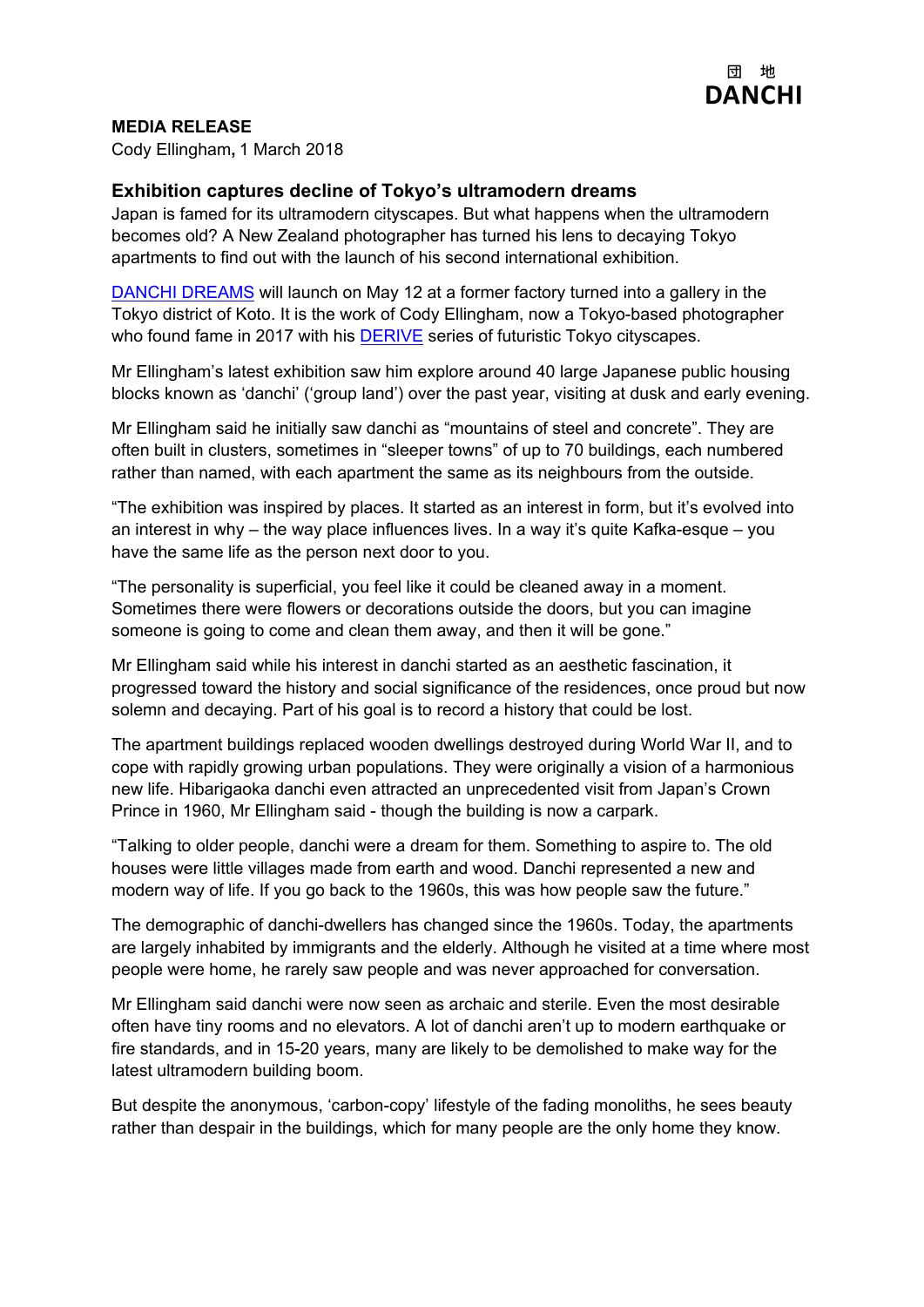団 地
**DANCHI**

**MEDIA RELEASE**
Cody Ellingham**,** 1 March 2018

### Exhibition captures decline of Tokyo's ultramodern dreams

Japan is famed for its ultramodern cityscapes. But what happens when the ultramodern becomes old? A New Zealand photographer has turned his lens to decaying Tokyo apartments to find out with the launch of his second international exhibition.

DANCHI DREAMS will launch on May 12 at a former factory turned into a gallery in the Tokyo district of Koto. It is the work of Cody Ellingham, now a Tokyo-based photographer who found fame in 2017 with his DERIVE series of futuristic Tokyo cityscapes.

Mr Ellingham's latest exhibition saw him explore around 40 large Japanese public housing blocks known as 'danchi' ('group land') over the past year, visiting at dusk and early evening.

Mr Ellingham said he initially saw danchi as "mountains of steel and concrete". They are often built in clusters, sometimes in "sleeper towns" of up to 70 buildings, each numbered rather than named, with each apartment the same as its neighbours from the outside.

"The exhibition was inspired by places. It started as an interest in form, but it's evolved into an interest in why – the way place influences lives. In a way it's quite Kafka-esque – you have the same life as the person next door to you.

"The personality is superficial, you feel like it could be cleaned away in a moment. Sometimes there were flowers or decorations outside the doors, but you can imagine someone is going to come and clean them away, and then it will be gone."

Mr Ellingham said while his interest in danchi started as an aesthetic fascination, it progressed toward the history and social significance of the residences, once proud but now solemn and decaying. Part of his goal is to record a history that could be lost.

The apartment buildings replaced wooden dwellings destroyed during World War II, and to cope with rapidly growing urban populations. They were originally a vision of a harmonious new life. Hibarigaoka danchi even attracted an unprecedented visit from Japan's Crown Prince in 1960, Mr Ellingham said - though the building is now a carpark.

"Talking to older people, danchi were a dream for them. Something to aspire to. The old houses were little villages made from earth and wood. Danchi represented a new and modern way of life. If you go back to the 1960s, this was how people saw the future."

The demographic of danchi-dwellers has changed since the 1960s. Today, the apartments are largely inhabited by immigrants and the elderly. Although he visited at a time where most people were home, he rarely saw people and was never approached for conversation.

Mr Ellingham said danchi were now seen as archaic and sterile. Even the most desirable often have tiny rooms and no elevators. A lot of danchi aren't up to modern earthquake or fire standards, and in 15-20 years, many are likely to be demolished to make way for the latest ultramodern building boom.

But despite the anonymous, 'carbon-copy' lifestyle of the fading monoliths, he sees beauty rather than despair in the buildings, which for many people are the only home they know.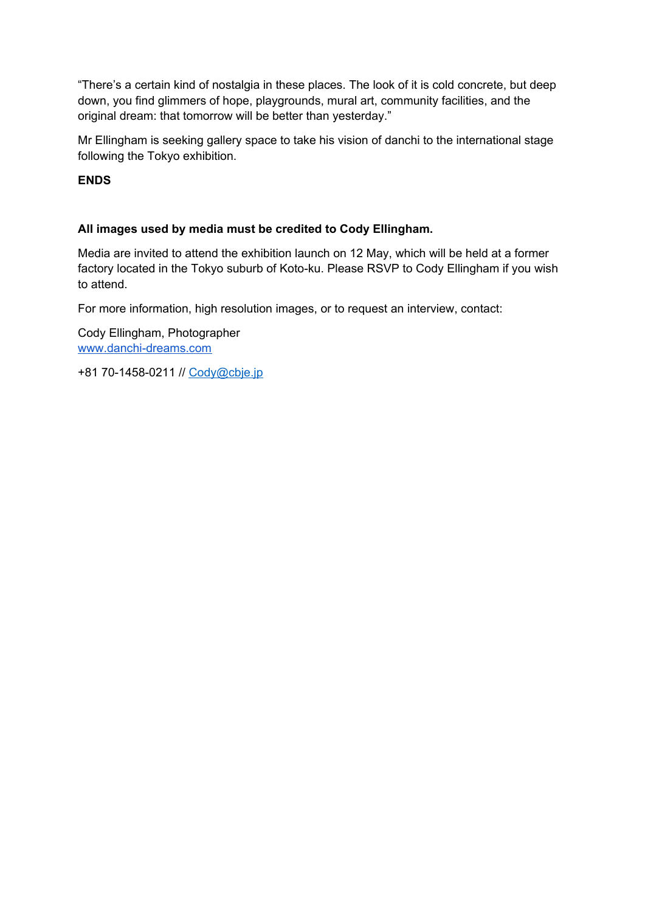"There's a certain kind of nostalgia in these places. The look of it is cold concrete, but deep down, you find glimmers of hope, playgrounds, mural art, community facilities, and the original dream: that tomorrow will be better than yesterday."

Mr Ellingham is seeking gallery space to take his vision of danchi to the international stage following the Tokyo exhibition.

**ENDS**

**All images used by media must be credited to Cody Ellingham.**

Media are invited to attend the exhibition launch on 12 May, which will be held at a former factory located in the Tokyo suburb of Koto-ku. Please RSVP to Cody Ellingham if you wish to attend.

For more information, high resolution images, or to request an interview, contact:

Cody Ellingham, Photographer
[www.danchi-dreams.com](http://www.danchi-dreams.com)

+81 70-1458-0211 // [Cody@cbje.jp](mailto:Cody@cbje.jp)